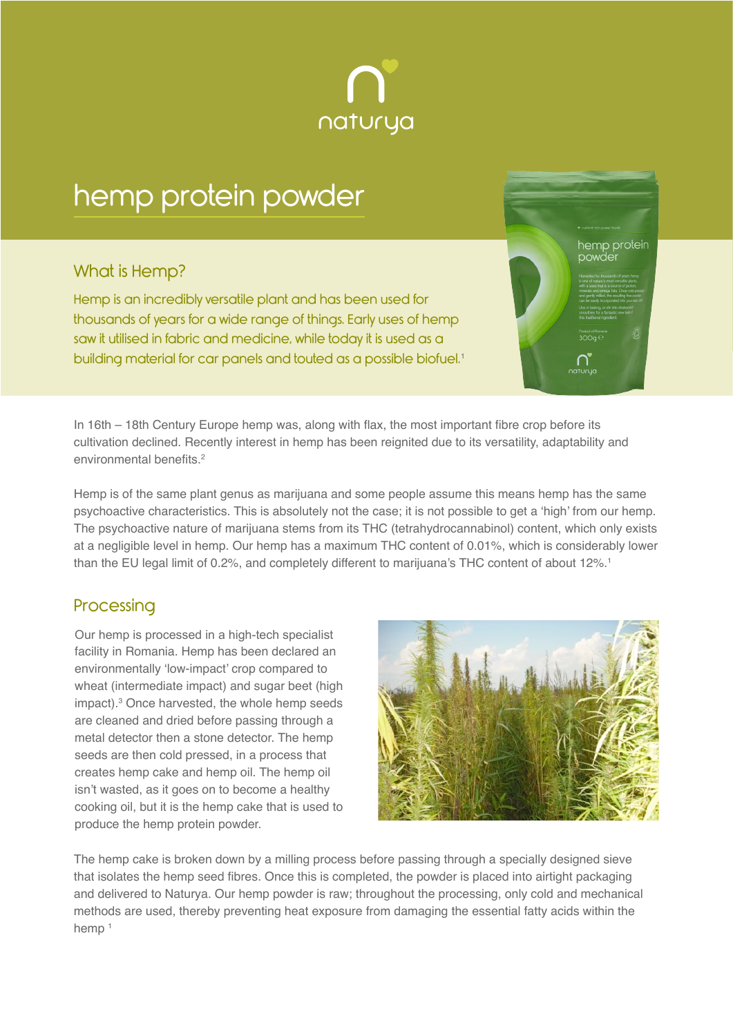naturya

# hemp protein powder

## What is Hemp?

Hemp is an incredibly versatile plant and has been used for thousands of years for a wide range of things. Early uses of hemp saw it utilised in fabric and medicine, while today it is used as a building material for car panels and touted as a possible biofuel.[1]

In 16th – 18th Century Europe hemp was, along with flax, the most important fibre crop before its cultivation declined. Recently interest in hemp has been reignited due to its versatility, adaptability and environmental benefits.[2]

Hemp is of the same plant genus as marijuana and some people assume this means hemp has the same psychoactive characteristics. This is absolutely not the case; it is not possible to get a 'high' from our hemp. The psychoactive nature of marijuana stems from its THC (tetrahydrocannabinol) content, which only exists at a negligible level in hemp. Our hemp has a maximum THC content of 0.01%, which is considerably lower than the EU legal limit of 0.2%, and completely different to marijuana's THC content of about 12%.[1]

## Processing

Our hemp is processed in a high-tech specialist facility in Romania. Hemp has been declared an environmentally 'low-impact' crop compared to wheat (intermediate impact) and sugar beet (high impact).[3] Once harvested, the whole hemp seeds are cleaned and dried before passing through a metal detector then a stone detector. The hemp seeds are then cold pressed, in a process that creates hemp cake and hemp oil. The hemp oil isn't wasted, as it goes on to become a healthy cooking oil, but it is the hemp cake that is used to produce the hemp protein powder.

The hemp cake is broken down by a milling process before passing through a specially designed sieve that isolates the hemp seed fibres. Once this is completed, the powder is placed into airtight packaging and delivered to Naturya. Our hemp powder is raw; throughout the processing, only cold and mechanical methods are used, thereby preventing heat exposure from damaging the essential fatty acids within the hemp [1]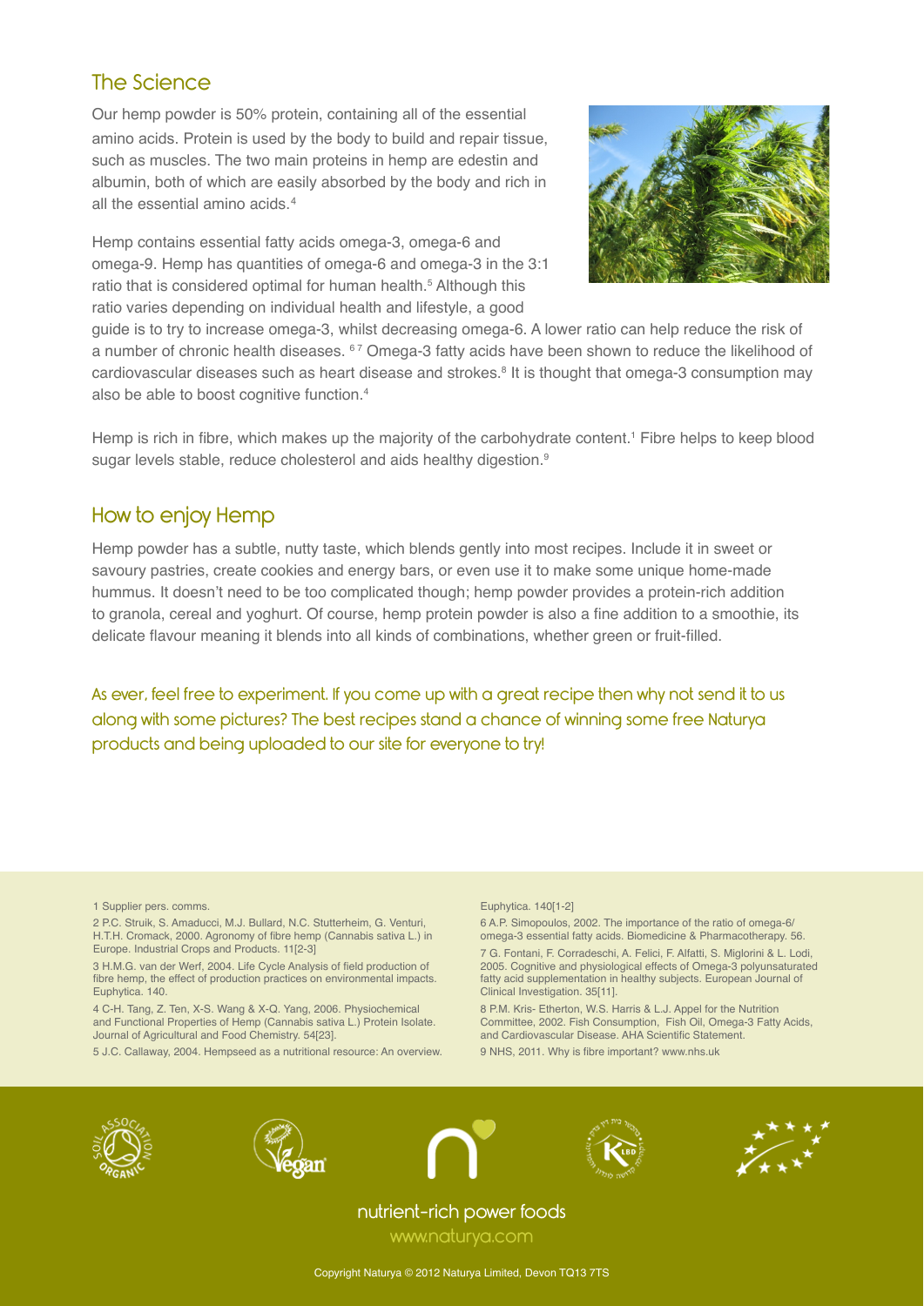## The Science

Our hemp powder is 50% protein, containing all of the essential amino acids. Protein is used by the body to build and repair tissue, such as muscles. The two main proteins in hemp are edestin and albumin, both of which are easily absorbed by the body and rich in all the essential amino acids.[4]

Hemp contains essential fatty acids omega-3, omega-6 and omega-9. Hemp has quantities of omega-6 and omega-3 in the 3:1 ratio that is considered optimal for human health.[5] Although this ratio varies depending on individual health and lifestyle, a good guide is to try to increase omega-3, whilst decreasing omega-6. A lower ratio can help reduce the risk of a number of chronic health diseases.[6,7] Omega-3 fatty acids have been shown to reduce the likelihood of cardiovascular diseases such as heart disease and strokes.[8] It is thought that omega-3 consumption may also be able to boost cognitive function.[4]

Hemp is rich in fibre, which makes up the majority of the carbohydrate content.[1] Fibre helps to keep blood sugar levels stable, reduce cholesterol and aids healthy digestion.[9]

## How to enjoy Hemp

Hemp powder has a subtle, nutty taste, which blends gently into most recipes. Include it in sweet or savoury pastries, create cookies and energy bars, or even use it to make some unique home-made hummus. It doesn't need to be too complicated though; hemp powder provides a protein-rich addition to granola, cereal and yoghurt. Of course, hemp protein powder is also a fine addition to a smoothie, its delicate flavour meaning it blends into all kinds of combinations, whether green or fruit-filled.

As ever, feel free to experiment. If you come up with a great recipe then why not send it to us along with some pictures? The best recipes stand a chance of winning some free Naturya products and being uploaded to our site for everyone to try!

1 Supplier pers. comms.

2 P.C. Struik, S. Amaducci, M.J. Bullard, N.C. Stutterheim, G. Venturi, H.T.H. Cromack, 2000. Agronomy of fibre hemp (Cannabis sativa L.) in Europe. Industrial Crops and Products. 11[2-3]

3 H.M.G. van der Werf, 2004. Life Cycle Analysis of field production of fibre hemp, the effect of production practices on environmental impacts. Euphytica. 140.

4 C-H. Tang, Z. Ten, X-S. Wang & X-Q. Yang, 2006. Physiochemical and Functional Properties of Hemp (Cannabis sativa L.) Protein Isolate. Journal of Agricultural and Food Chemistry. 54[23].

5 J.C. Callaway, 2004. Hempseed as a nutritional resource: An overview. Euphytica. 140[1-2]

6 A.P. Simopoulos, 2002. The importance of the ratio of omega-6/ omega-3 essential fatty acids. Biomedicine & Pharmacotherapy. 56.

7 G. Fontani, F. Corradeschi, A. Felici, F. Alfatti, S. Miglorini & L. Lodi, 2005. Cognitive and physiological effects of Omega-3 polyunsaturated fatty acid supplementation in healthy subjects. European Journal of Clinical Investigation. 35[11].

8 P.M. Kris- Etherton, W.S. Harris & L.J. Appel for the Nutrition Committee, 2002. Fish Consumption, Fish Oil, Omega-3 Fatty Acids, and Cardiovascular Disease. AHA Scientific Statement.

9 NHS, 2011. Why is fibre important? www.nhs.uk

nutrient-rich power foods

www.naturya.com

Copyright Naturya © 2012 Naturya Limited, Devon TQ13 7TS